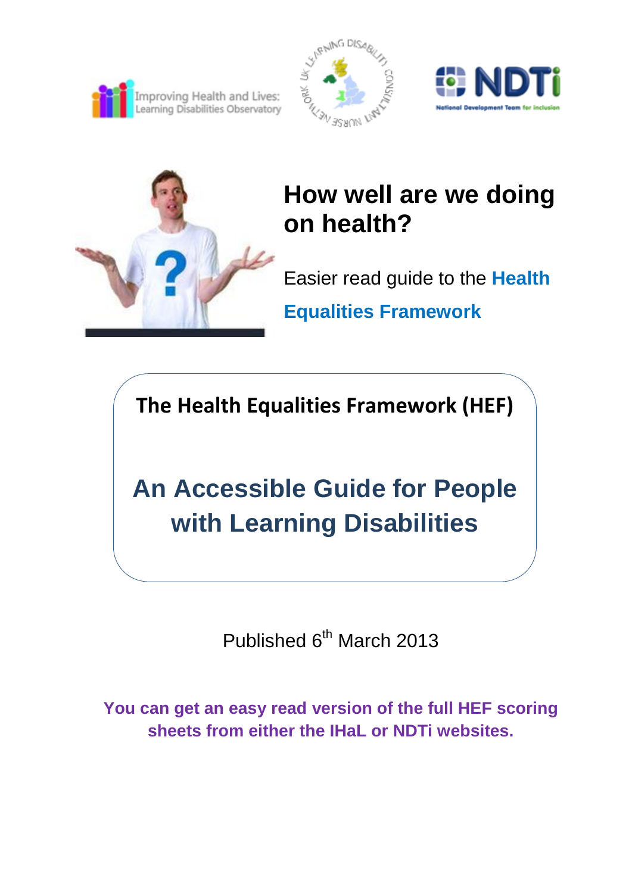Improving Health and Lives: Learning Disabilities Observatory

UK Learning Disability Consultant Nurse Network

NDTi National Development Team for inclusion

# How well are we doing on health?

Easier read guide to the **Health Equalities Framework**

**The Health Equalities Framework (HEF)**

## An Accessible Guide for People with Learning Disabilities

Published 6th March 2013

**You can get an easy read version of the full HEF scoring sheets from either the IHaL or NDTi websites.**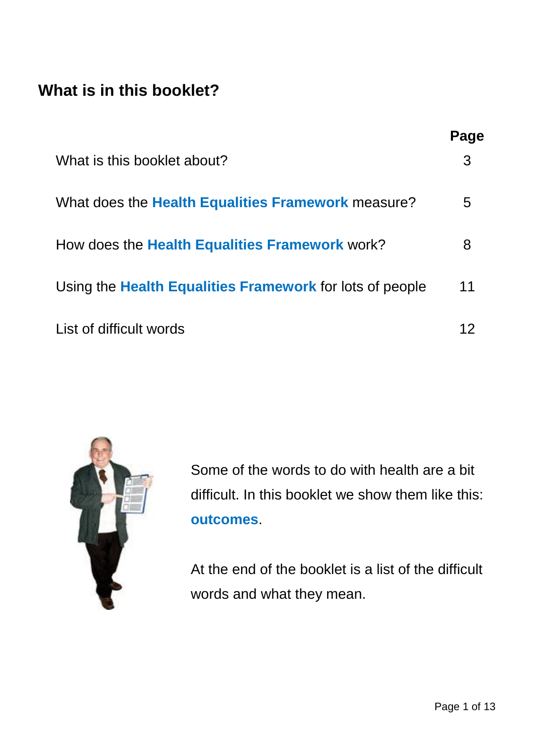## What is in this booklet?

| | Page |
|---|---|
| What is this booklet about? | 3 |
| What does the **Health Equalities Framework** measure? | 5 |
| How does the **Health Equalities Framework** work? | 8 |
| Using the **Health Equalities Framework** for lots of people | 11 |
| List of difficult words | 12 |

Some of the words to do with health are a bit difficult. In this booklet we show them like this: **outcomes**.

At the end of the booklet is a list of the difficult words and what they mean.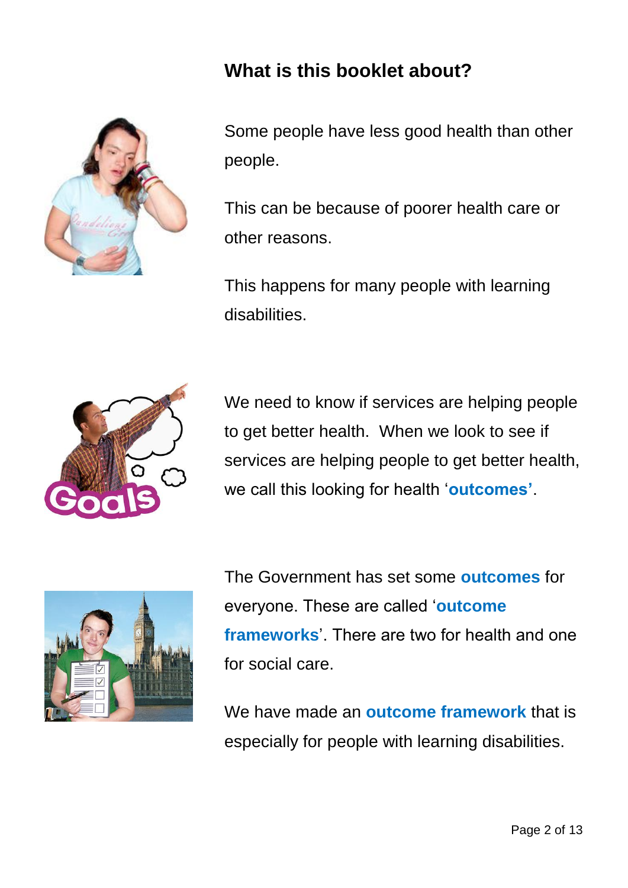## What is this booklet about?

Some people have less good health than other people.

This can be because of poorer health care or other reasons.

This happens for many people with learning disabilities.

We need to know if services are helping people to get better health. When we look to see if services are helping people to get better health, we call this looking for health '**outcomes'**.

The Government has set some **outcomes** for everyone. These are called '**outcome frameworks**'. There are two for health and one for social care.

We have made an **outcome framework** that is especially for people with learning disabilities.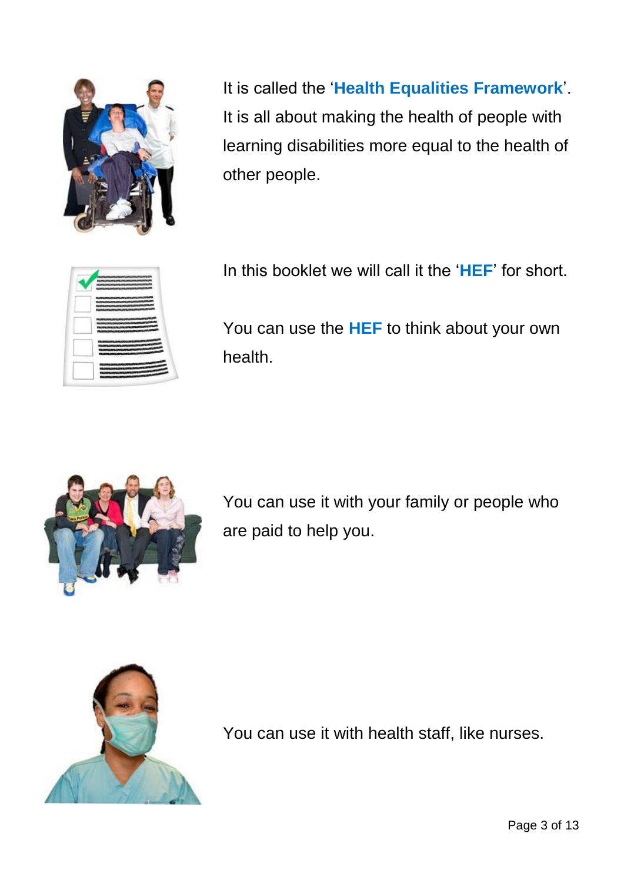It is called the '**Health Equalities Framework**'. It is all about making the health of people with learning disabilities more equal to the health of other people.

In this booklet we will call it the '**HEF**' for short.

You can use the **HEF** to think about your own health.

You can use it with your family or people who are paid to help you.

You can use it with health staff, like nurses.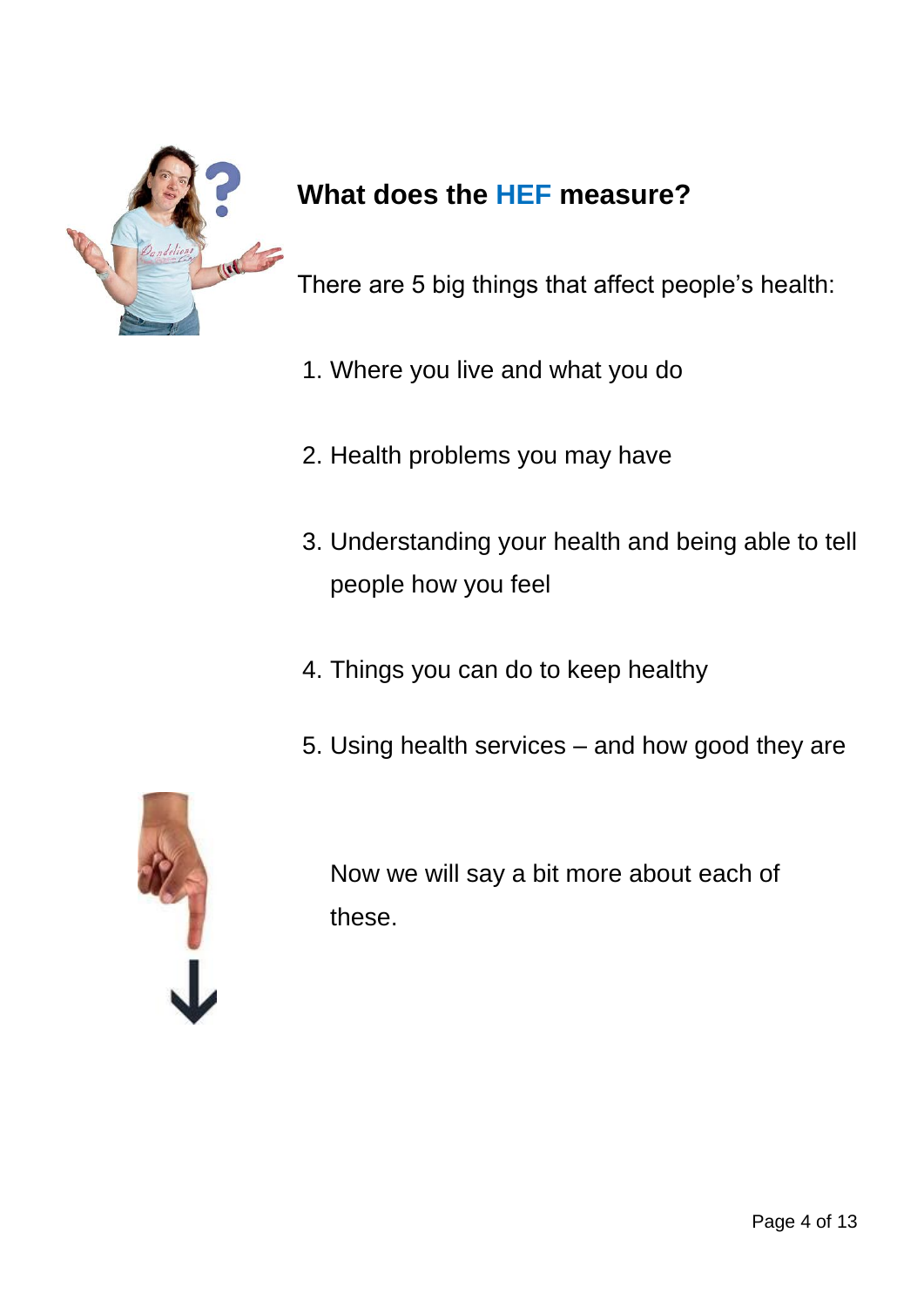## What does the HEF measure?

There are 5 big things that affect people's health:

1. Where you live and what you do
2. Health problems you may have
3. Understanding your health and being able to tell people how you feel
4. Things you can do to keep healthy
5. Using health services – and how good they are

Now we will say a bit more about each of these.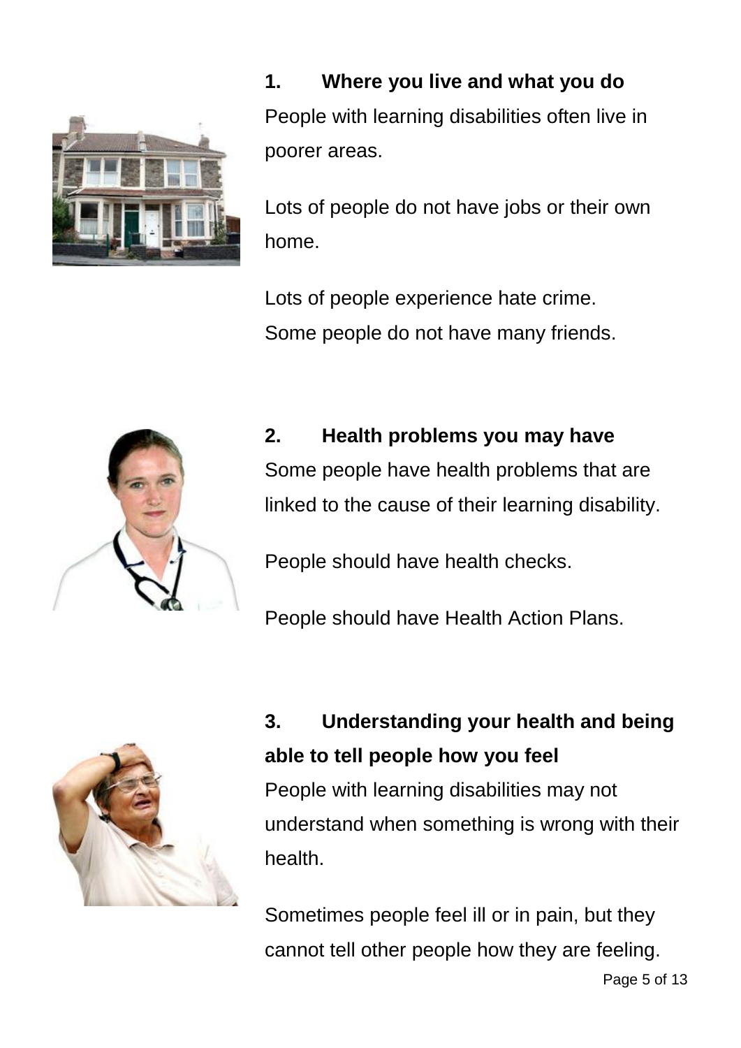## 1. Where you live and what you do

People with learning disabilities often live in poorer areas.

Lots of people do not have jobs or their own home.

Lots of people experience hate crime.
Some people do not have many friends.

## 2. Health problems you may have

Some people have health problems that are linked to the cause of their learning disability.

People should have health checks.

People should have Health Action Plans.

## 3. Understanding your health and being able to tell people how you feel

People with learning disabilities may not understand when something is wrong with their health.

Sometimes people feel ill or in pain, but they cannot tell other people how they are feeling.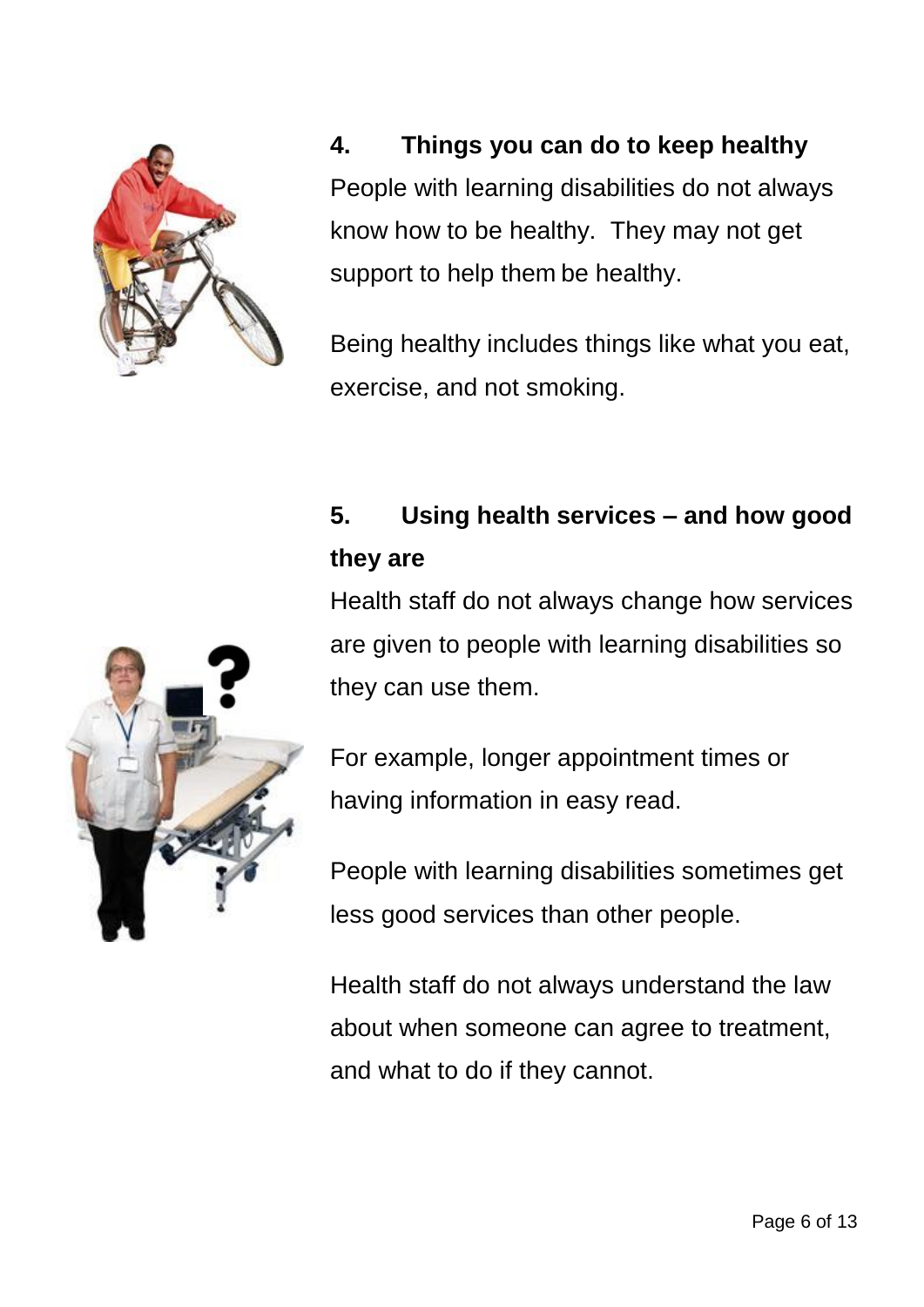## 4. Things you can do to keep healthy

People with learning disabilities do not always know how to be healthy. They may not get support to help them be healthy.

Being healthy includes things like what you eat, exercise, and not smoking.

## 5. Using health services – and how good they are

Health staff do not always change how services are given to people with learning disabilities so they can use them.

For example, longer appointment times or having information in easy read.

People with learning disabilities sometimes get less good services than other people.

Health staff do not always understand the law about when someone can agree to treatment, and what to do if they cannot.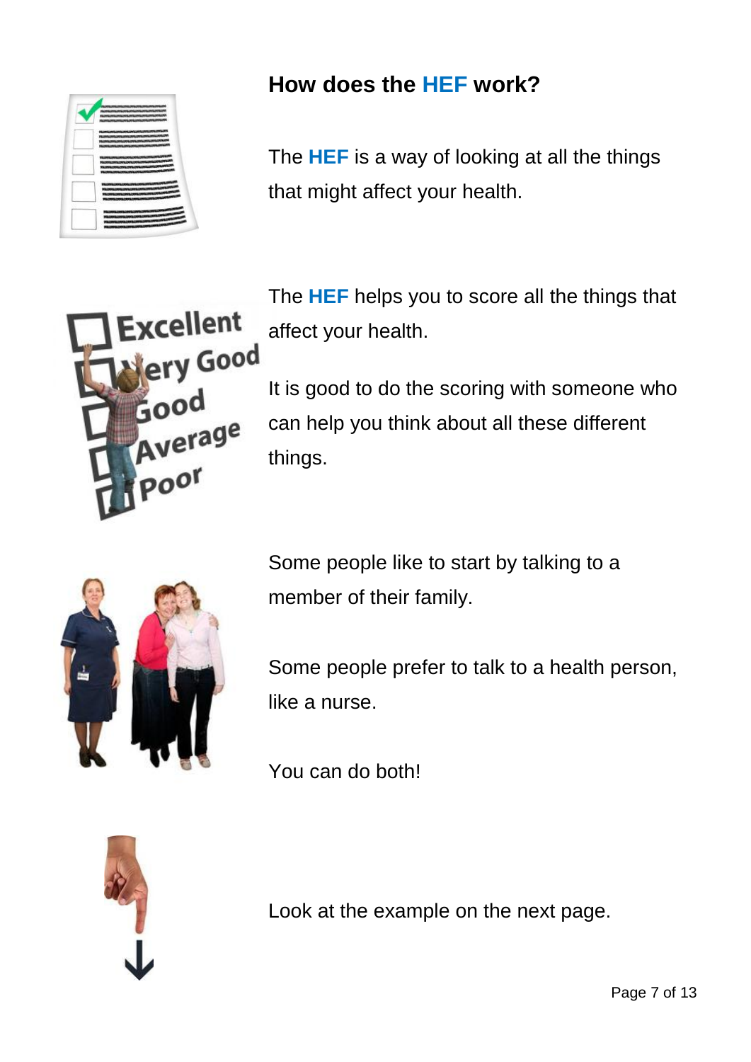## How does the HEF work?

The **HEF** is a way of looking at all the things that might affect your health.

The **HEF** helps you to score all the things that affect your health.

It is good to do the scoring with someone who can help you think about all these different things.

Some people like to start by talking to a member of their family.

Some people prefer to talk to a health person, like a nurse.

You can do both!

Look at the example on the next page.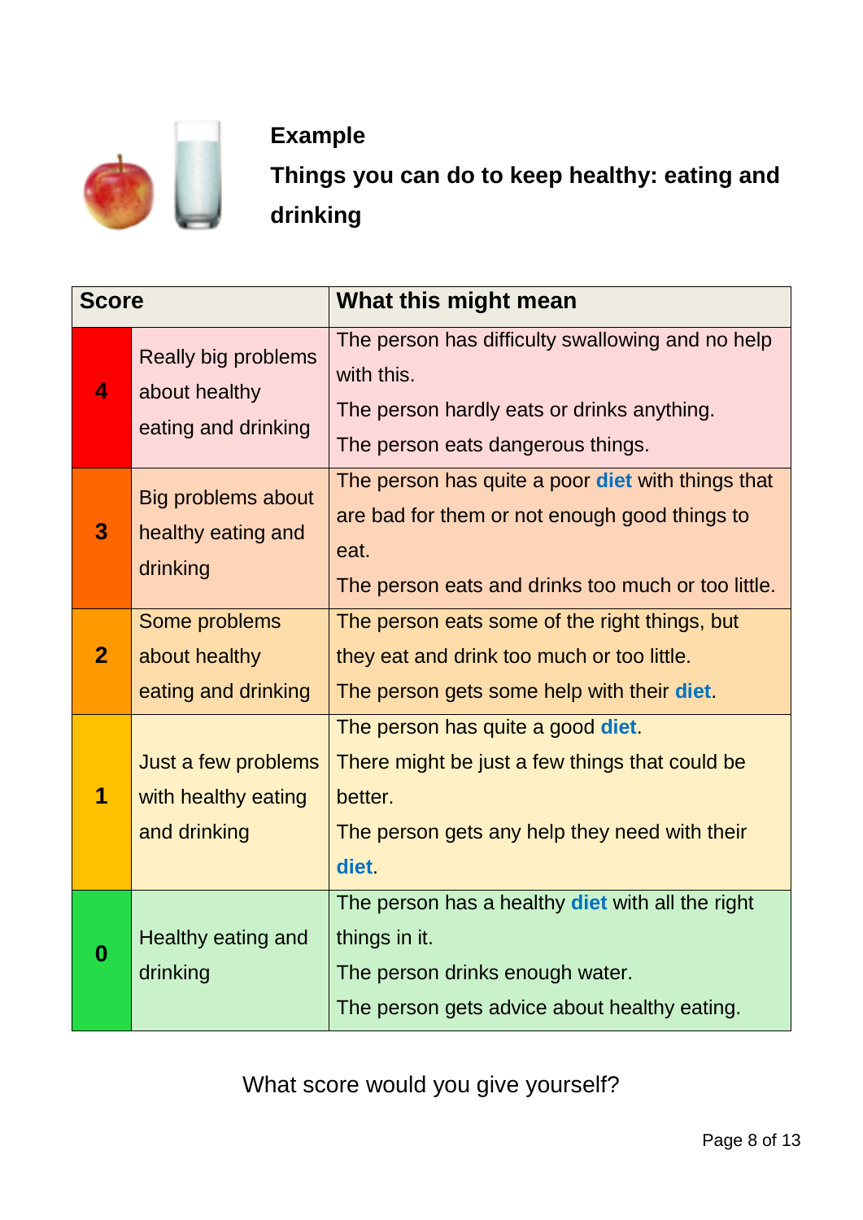**Example**

**Things you can do to keep healthy: eating and drinking**

| Score | | What this might mean |
|---|---|---|
| **4** | Really big problems about healthy eating and drinking | The person has difficulty swallowing and no help with this.<br>The person hardly eats or drinks anything.<br>The person eats dangerous things. |
| **3** | Big problems about healthy eating and drinking | The person has quite a poor **diet** with things that are bad for them or not enough good things to eat.<br>The person eats and drinks too much or too little. |
| **2** | Some problems about healthy eating and drinking | The person eats some of the right things, but they eat and drink too much or too little.<br>The person gets some help with their **diet**. |
| **1** | Just a few problems with healthy eating and drinking | The person has quite a good **diet**.<br>There might be just a few things that could be better.<br>The person gets any help they need with their **diet**. |
| **0** | Healthy eating and drinking | The person has a healthy **diet** with all the right things in it.<br>The person drinks enough water.<br>The person gets advice about healthy eating. |

What score would you give yourself?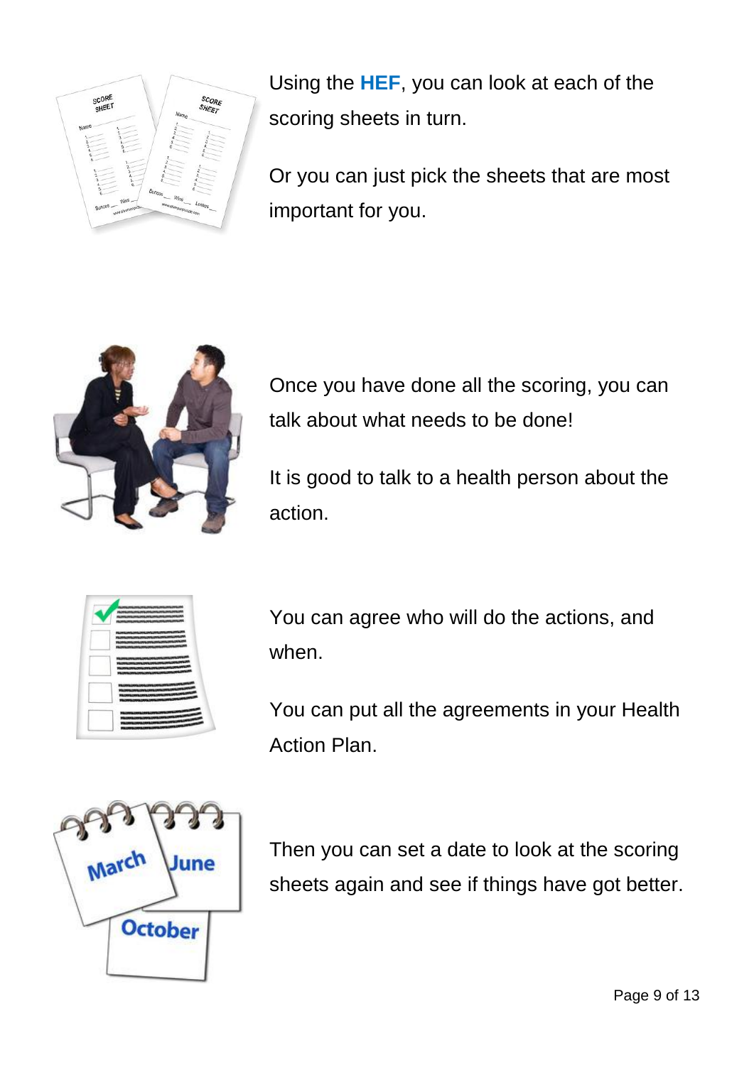Using the **HEF**, you can look at each of the scoring sheets in turn.

Or you can just pick the sheets that are most important for you.

Once you have done all the scoring, you can talk about what needs to be done!

It is good to talk to a health person about the action.

You can agree who will do the actions, and when.

You can put all the agreements in your Health Action Plan.

Then you can set a date to look at the scoring sheets again and see if things have got better.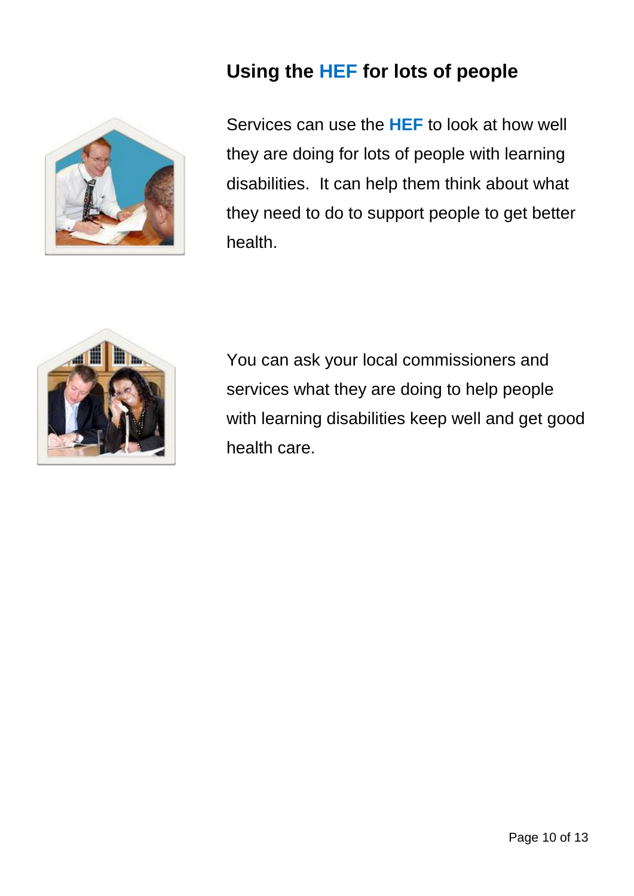## Using the HEF for lots of people

Services can use the **HEF** to look at how well they are doing for lots of people with learning disabilities. It can help them think about what they need to do to support people to get better health.

You can ask your local commissioners and services what they are doing to help people with learning disabilities keep well and get good health care.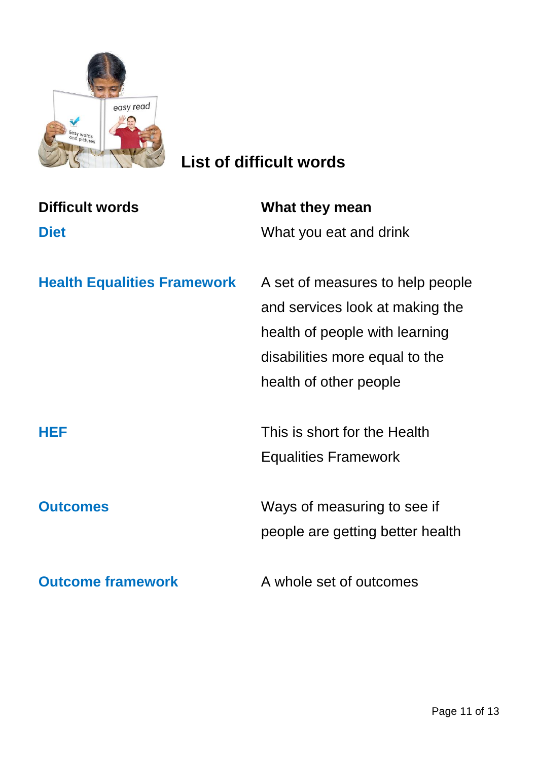## List of difficult words

| Difficult words | What they mean |
| --- | --- |
| **Diet** | What you eat and drink |
| **Health Equalities Framework** | A set of measures to help people and services look at making the health of people with learning disabilities more equal to the health of other people |
| **HEF** | This is short for the Health Equalities Framework |
| **Outcomes** | Ways of measuring to see if people are getting better health |
| **Outcome framework** | A whole set of outcomes |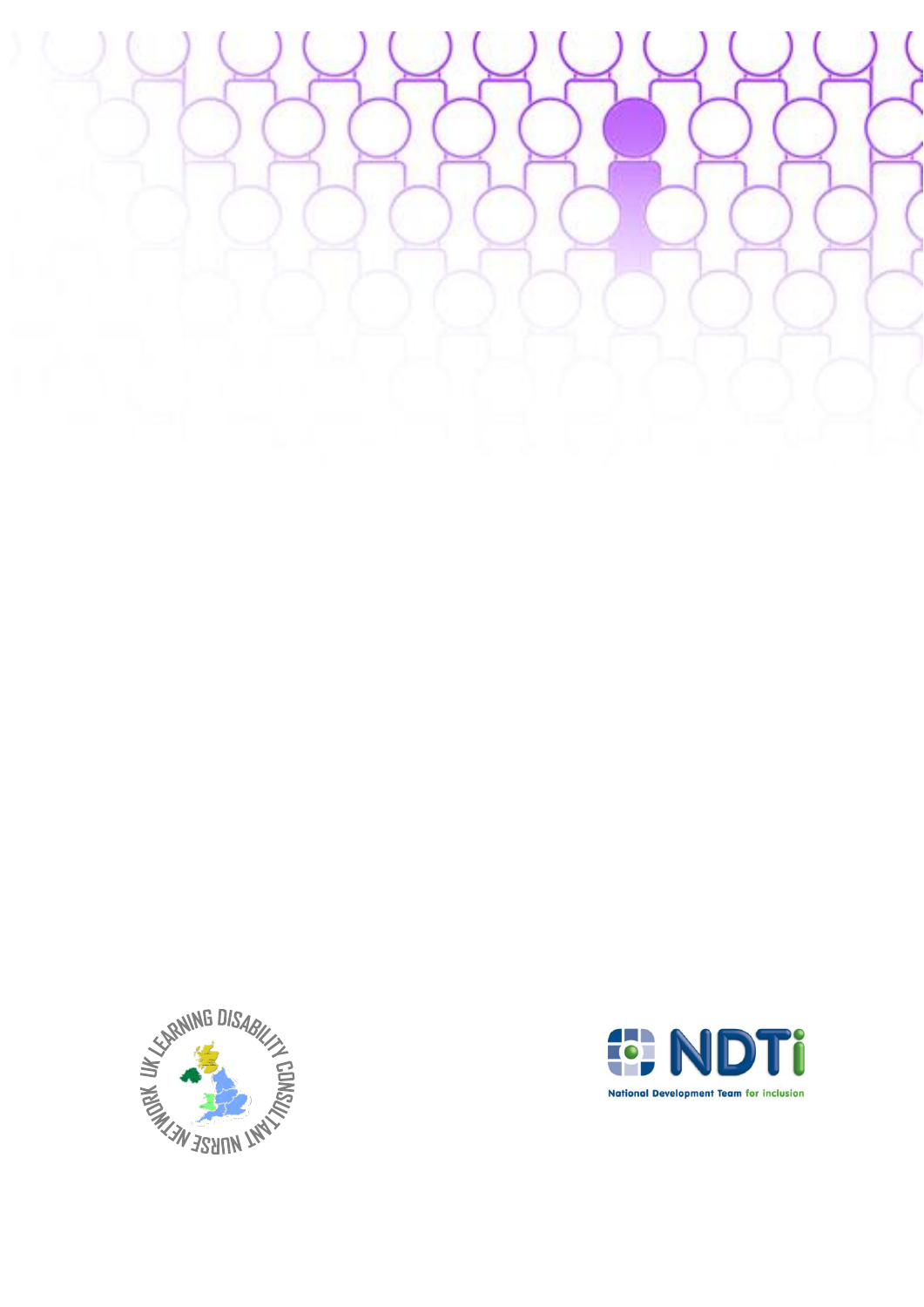UK LEARNING DISABILITY CONSULTANT NURSE NETWORK

NDTi

National Development Team for inclusion